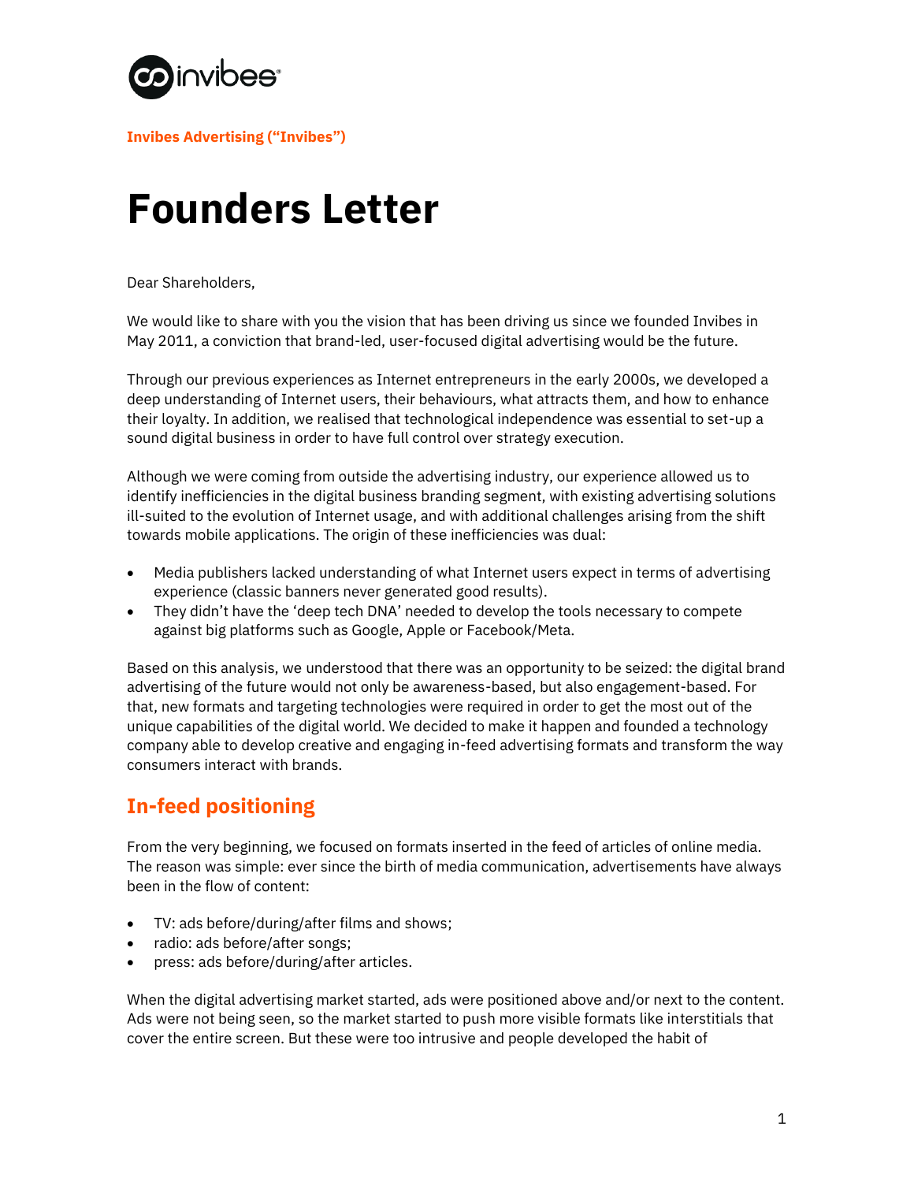**Invibes Advertising ("Invibes")**

# Founders Letter

Dear Shareholders,

We would like to share with you the vision that has been driving us since we founded Invibes in May 2011, a conviction that brand-led, user-focused digital advertising would be the future.

Through our previous experiences as Internet entrepreneurs in the early 2000s, we developed a deep understanding of Internet users, their behaviours, what attracts them, and how to enhance their loyalty. In addition, we realised that technological independence was essential to set-up a sound digital business in order to have full control over strategy execution.

Although we were coming from outside the advertising industry, our experience allowed us to identify inefficiencies in the digital business branding segment, with existing advertising solutions ill-suited to the evolution of Internet usage, and with additional challenges arising from the shift towards mobile applications. The origin of these inefficiencies was dual:

- Media publishers lacked understanding of what Internet users expect in terms of advertising experience (classic banners never generated good results).
- They didn't have the 'deep tech DNA' needed to develop the tools necessary to compete against big platforms such as Google, Apple or Facebook/Meta.

Based on this analysis, we understood that there was an opportunity to be seized: the digital brand advertising of the future would not only be awareness-based, but also engagement-based. For that, new formats and targeting technologies were required in order to get the most out of the unique capabilities of the digital world. We decided to make it happen and founded a technology company able to develop creative and engaging in-feed advertising formats and transform the way consumers interact with brands.

## In-feed positioning

From the very beginning, we focused on formats inserted in the feed of articles of online media. The reason was simple: ever since the birth of media communication, advertisements have always been in the flow of content:

- TV: ads before/during/after films and shows;
- radio: ads before/after songs;
- press: ads before/during/after articles.

When the digital advertising market started, ads were positioned above and/or next to the content. Ads were not being seen, so the market started to push more visible formats like interstitials that cover the entire screen. But these were too intrusive and people developed the habit of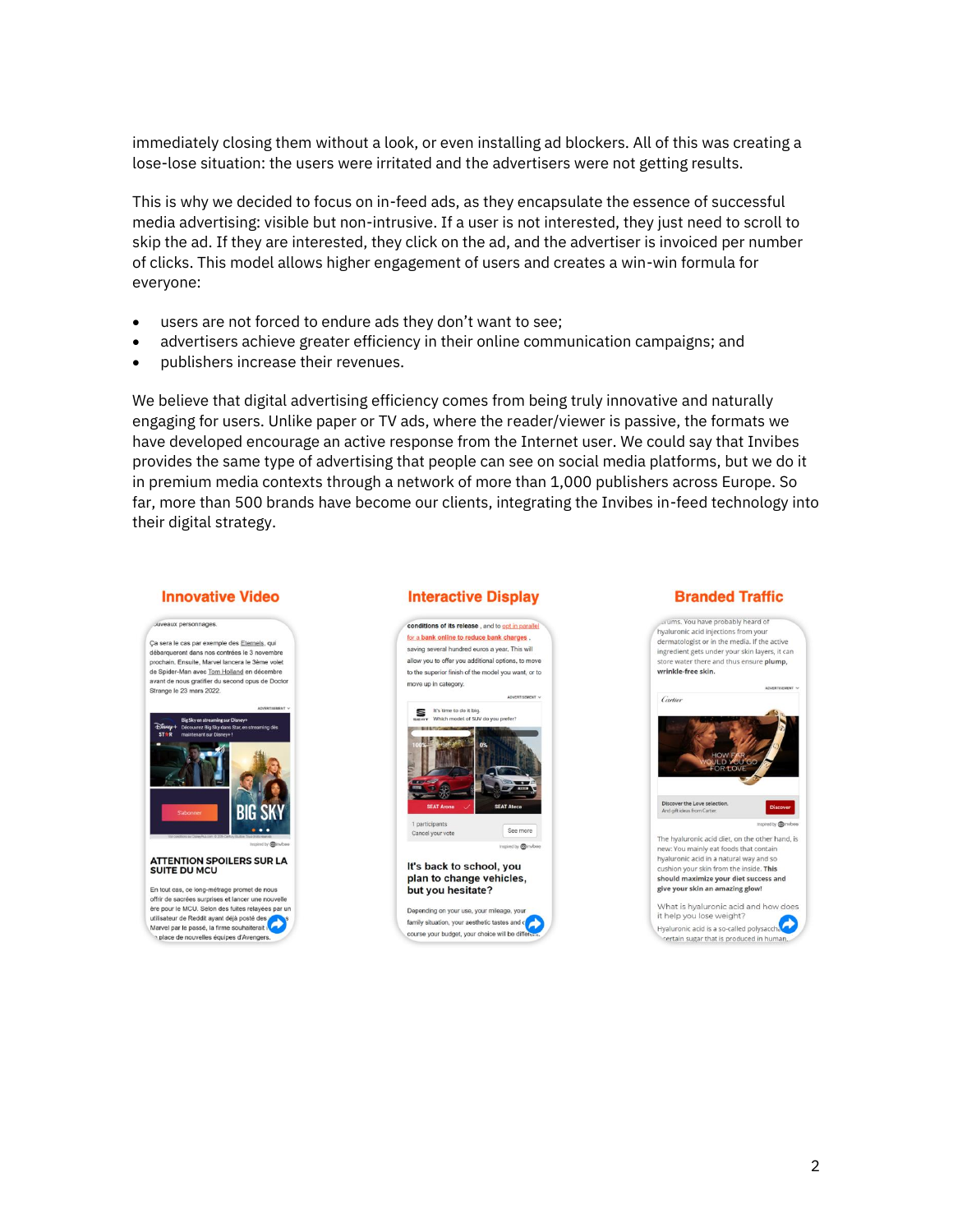immediately closing them without a look, or even installing ad blockers. All of this was creating a lose-lose situation: the users were irritated and the advertisers were not getting results.

This is why we decided to focus on in-feed ads, as they encapsulate the essence of successful media advertising: visible but non-intrusive. If a user is not interested, they just need to scroll to skip the ad. If they are interested, they click on the ad, and the advertiser is invoiced per number of clicks. This model allows higher engagement of users and creates a win-win formula for everyone:

- users are not forced to endure ads they don't want to see;
- advertisers achieve greater efficiency in their online communication campaigns; and
- publishers increase their revenues.

We believe that digital advertising efficiency comes from being truly innovative and naturally engaging for users. Unlike paper or TV ads, where the reader/viewer is passive, the formats we have developed encourage an active response from the Internet user. We could say that Invibes provides the same type of advertising that people can see on social media platforms, but we do it in premium media contexts through a network of more than 1,000 publishers across Europe. So far, more than 500 brands have become our clients, integrating the Invibes in-feed technology into their digital strategy.

**Innovative Video** | **Interactive Display** | **Branded Traffic**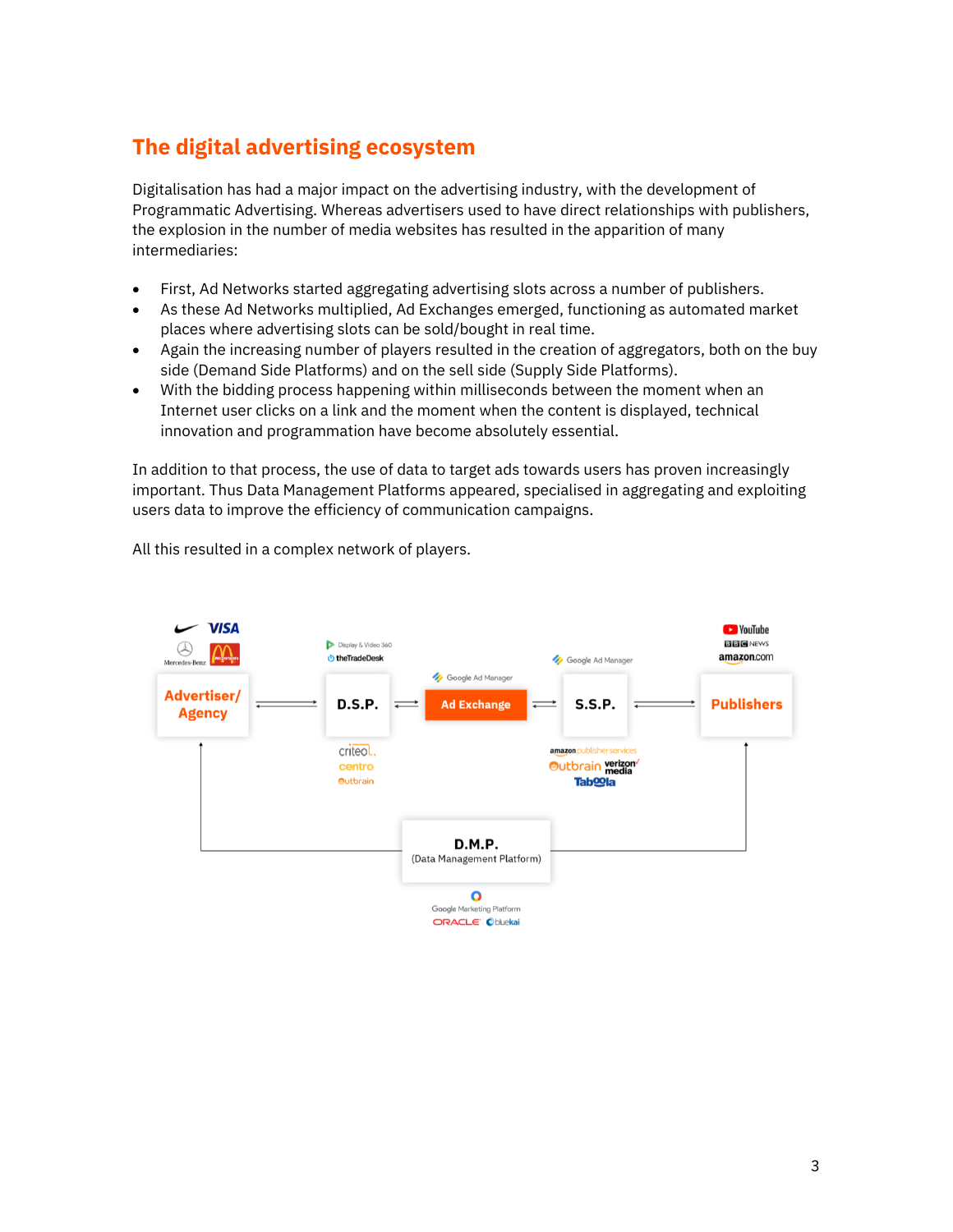## The digital advertising ecosystem

Digitalisation has had a major impact on the advertising industry, with the development of Programmatic Advertising. Whereas advertisers used to have direct relationships with publishers, the explosion in the number of media websites has resulted in the apparition of many intermediaries:

- First, Ad Networks started aggregating advertising slots across a number of publishers.
- As these Ad Networks multiplied, Ad Exchanges emerged, functioning as automated market places where advertising slots can be sold/bought in real time.
- Again the increasing number of players resulted in the creation of aggregators, both on the buy side (Demand Side Platforms) and on the sell side (Supply Side Platforms).
- With the bidding process happening within milliseconds between the moment when an Internet user clicks on a link and the moment when the content is displayed, technical innovation and programmation have become absolutely essential.

In addition to that process, the use of data to target ads towards users has proven increasingly important. Thus Data Management Platforms appeared, specialised in aggregating and exploiting users data to improve the efficiency of communication campaigns.

All this resulted in a complex network of players.

Advertiser/ Agency ⇄ D.S.P. ⇄ Ad Exchange ⇄ S.S.P. ⇄ Publishers

D.M.P. (Data Management Platform)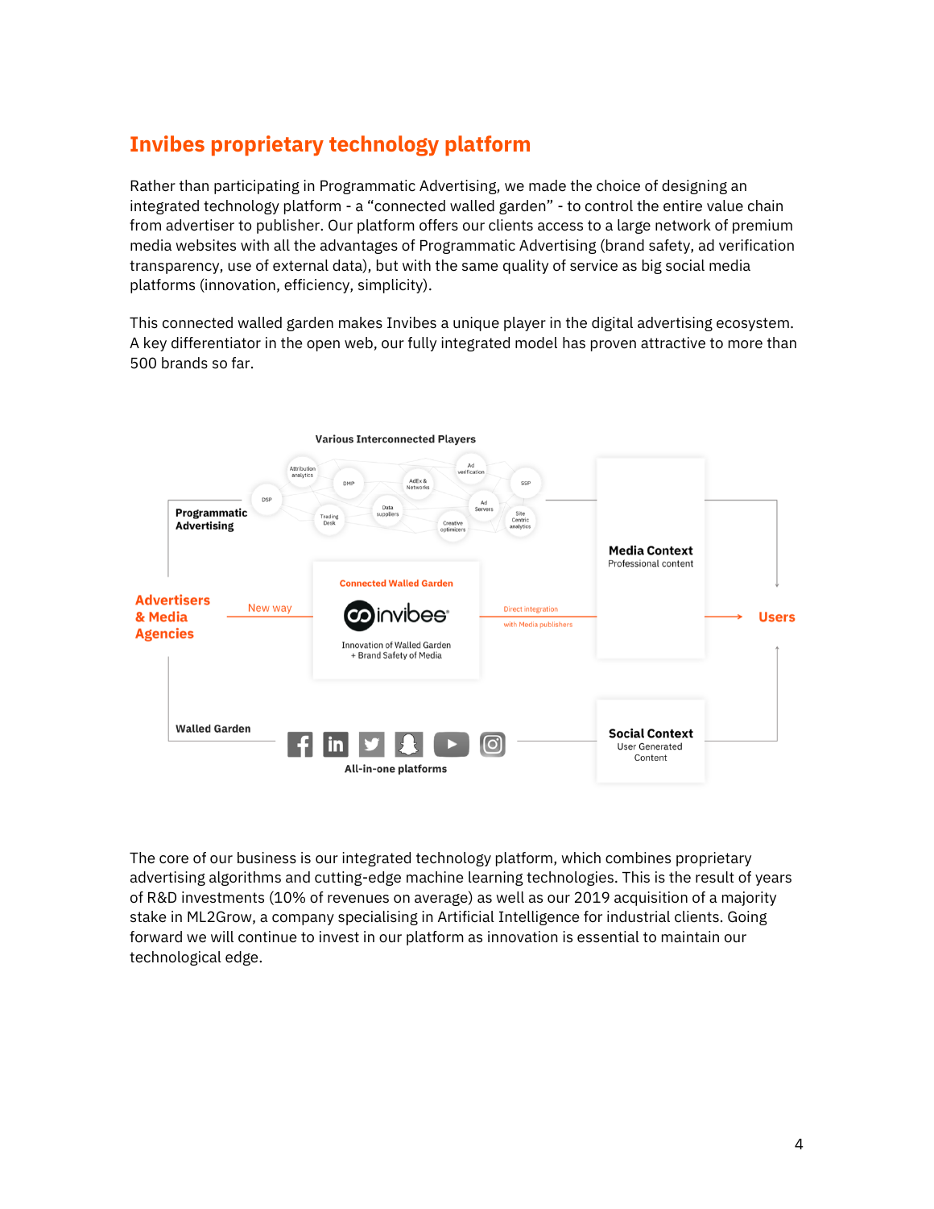## Invibes proprietary technology platform

Rather than participating in Programmatic Advertising, we made the choice of designing an integrated technology platform - a “connected walled garden” - to control the entire value chain from advertiser to publisher. Our platform offers our clients access to a large network of premium media websites with all the advantages of Programmatic Advertising (brand safety, ad verification transparency, use of external data), but with the same quality of service as big social media platforms (innovation, efficiency, simplicity).

This connected walled garden makes Invibes a unique player in the digital advertising ecosystem. A key differentiator in the open web, our fully integrated model has proven attractive to more than 500 brands so far.

The core of our business is our integrated technology platform, which combines proprietary advertising algorithms and cutting-edge machine learning technologies. This is the result of years of R&D investments (10% of revenues on average) as well as our 2019 acquisition of a majority stake in ML2Grow, a company specialising in Artificial Intelligence for industrial clients. Going forward we will continue to invest in our platform as innovation is essential to maintain our technological edge.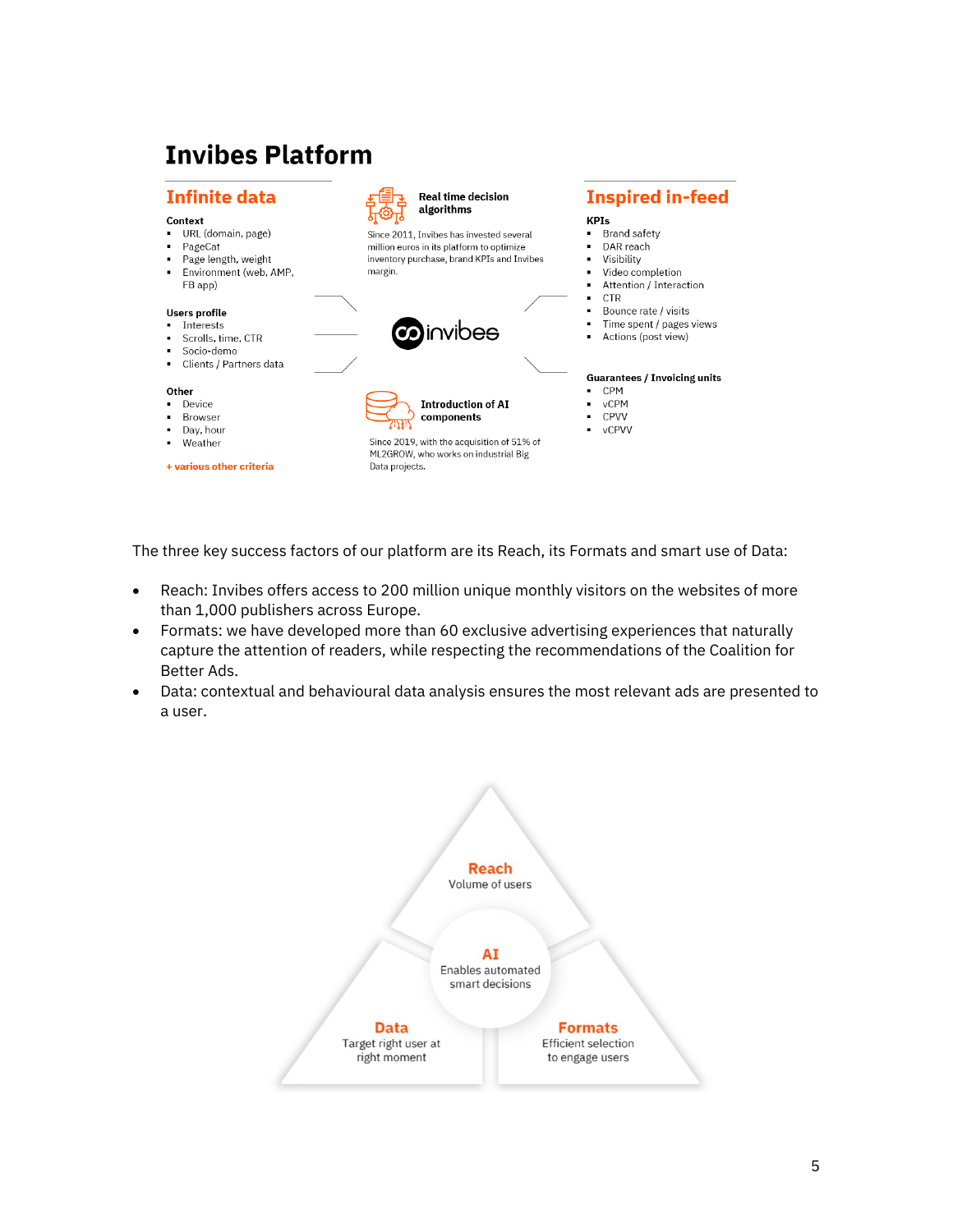# Invibes Platform

## Infinite data

**Context**

- URL (domain, page)
- PageCat
- Page length, weight
- Environment (web, AMP, FB app)

**Users profile**

- Interests
- Scrolls, time, CTR
- Socio-demo
- Clients / Partners data

**Other**

- Device
- Browser
- Day, hour
- Weather

**+ various other criteria**

**Real time decision algorithms**

Since 2011, Invibes has invested several million euros in its platform to optimize inventory purchase, brand KPIs and Invibes margin.

invibes

**Introduction of AI components**

Since 2019, with the acquisition of 51% of ML2GROW, who works on industrial Big Data projects.

## Inspired in-feed

**KPIs**

- Brand safety
- DAR reach
- Visibility
- Video completion
- Attention / Interaction
- CTR
- Bounce rate / visits
- Time spent / pages views
- Actions (post view)

**Guarantees / Invoicing units**

- CPM
- vCPM
- CPVV
- vCPVV

The three key success factors of our platform are its Reach, its Formats and smart use of Data:

- Reach: Invibes offers access to 200 million unique monthly visitors on the websites of more than 1,000 publishers across Europe.
- Formats: we have developed more than 60 exclusive advertising experiences that naturally capture the attention of readers, while respecting the recommendations of the Coalition for Better Ads.
- Data: contextual and behavioural data analysis ensures the most relevant ads are presented to a user.

**Reach**
Volume of users

**AI**
Enables automated smart decisions

**Data**
Target right user at right moment

**Formats**
Efficient selection to engage users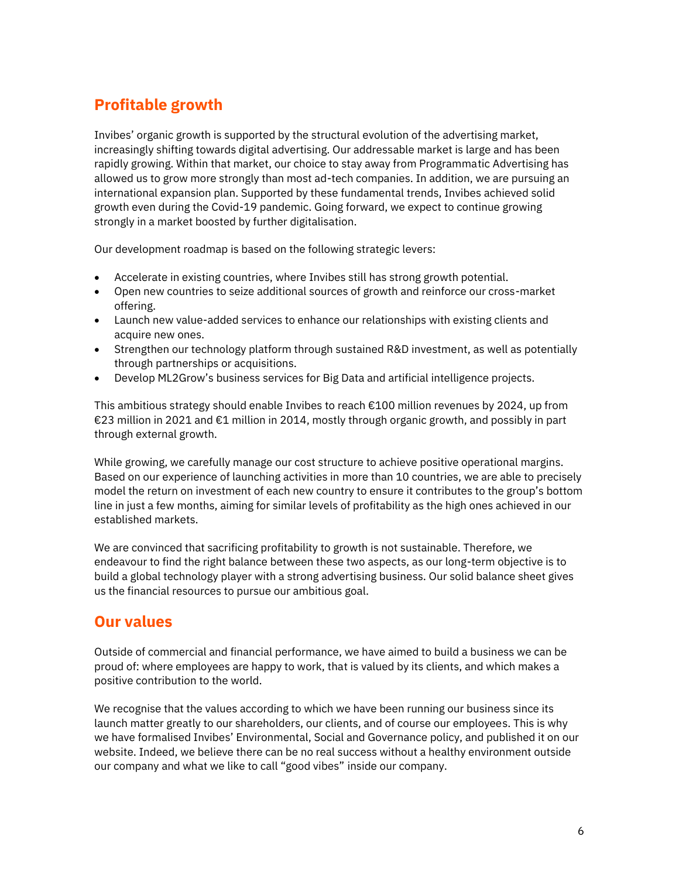## Profitable growth

Invibes' organic growth is supported by the structural evolution of the advertising market, increasingly shifting towards digital advertising. Our addressable market is large and has been rapidly growing. Within that market, our choice to stay away from Programmatic Advertising has allowed us to grow more strongly than most ad-tech companies. In addition, we are pursuing an international expansion plan. Supported by these fundamental trends, Invibes achieved solid growth even during the Covid-19 pandemic. Going forward, we expect to continue growing strongly in a market boosted by further digitalisation.

Our development roadmap is based on the following strategic levers:

- Accelerate in existing countries, where Invibes still has strong growth potential.
- Open new countries to seize additional sources of growth and reinforce our cross-market offering.
- Launch new value-added services to enhance our relationships with existing clients and acquire new ones.
- Strengthen our technology platform through sustained R&D investment, as well as potentially through partnerships or acquisitions.
- Develop ML2Grow's business services for Big Data and artificial intelligence projects.

This ambitious strategy should enable Invibes to reach €100 million revenues by 2024, up from €23 million in 2021 and €1 million in 2014, mostly through organic growth, and possibly in part through external growth.

While growing, we carefully manage our cost structure to achieve positive operational margins. Based on our experience of launching activities in more than 10 countries, we are able to precisely model the return on investment of each new country to ensure it contributes to the group's bottom line in just a few months, aiming for similar levels of profitability as the high ones achieved in our established markets.

We are convinced that sacrificing profitability to growth is not sustainable. Therefore, we endeavour to find the right balance between these two aspects, as our long-term objective is to build a global technology player with a strong advertising business. Our solid balance sheet gives us the financial resources to pursue our ambitious goal.

## Our values

Outside of commercial and financial performance, we have aimed to build a business we can be proud of: where employees are happy to work, that is valued by its clients, and which makes a positive contribution to the world.

We recognise that the values according to which we have been running our business since its launch matter greatly to our shareholders, our clients, and of course our employees. This is why we have formalised Invibes' Environmental, Social and Governance policy, and published it on our website. Indeed, we believe there can be no real success without a healthy environment outside our company and what we like to call "good vibes" inside our company.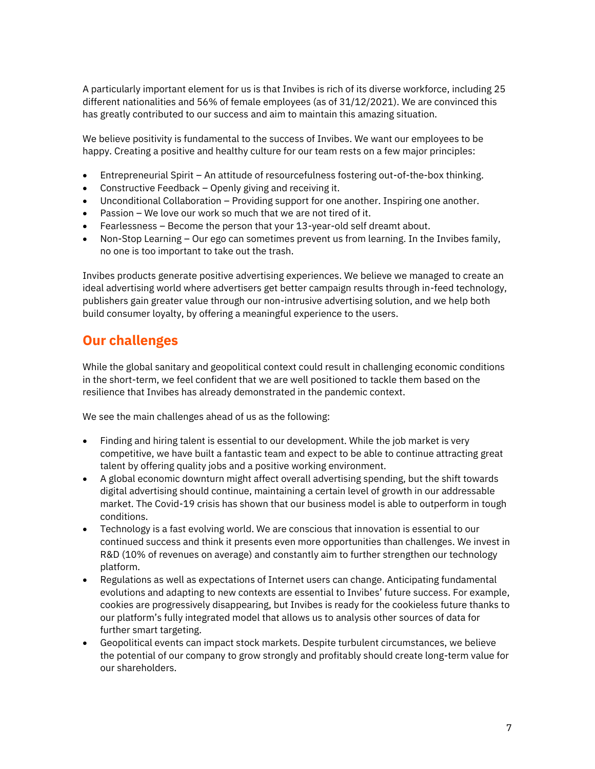A particularly important element for us is that Invibes is rich of its diverse workforce, including 25 different nationalities and 56% of female employees (as of 31/12/2021). We are convinced this has greatly contributed to our success and aim to maintain this amazing situation.

We believe positivity is fundamental to the success of Invibes. We want our employees to be happy. Creating a positive and healthy culture for our team rests on a few major principles:

- Entrepreneurial Spirit – An attitude of resourcefulness fostering out-of-the-box thinking.
- Constructive Feedback – Openly giving and receiving it.
- Unconditional Collaboration – Providing support for one another. Inspiring one another.
- Passion – We love our work so much that we are not tired of it.
- Fearlessness – Become the person that your 13-year-old self dreamt about.
- Non-Stop Learning – Our ego can sometimes prevent us from learning. In the Invibes family, no one is too important to take out the trash.

Invibes products generate positive advertising experiences. We believe we managed to create an ideal advertising world where advertisers get better campaign results through in-feed technology, publishers gain greater value through our non-intrusive advertising solution, and we help both build consumer loyalty, by offering a meaningful experience to the users.

## Our challenges

While the global sanitary and geopolitical context could result in challenging economic conditions in the short-term, we feel confident that we are well positioned to tackle them based on the resilience that Invibes has already demonstrated in the pandemic context.

We see the main challenges ahead of us as the following:

- Finding and hiring talent is essential to our development. While the job market is very competitive, we have built a fantastic team and expect to be able to continue attracting great talent by offering quality jobs and a positive working environment.
- A global economic downturn might affect overall advertising spending, but the shift towards digital advertising should continue, maintaining a certain level of growth in our addressable market. The Covid-19 crisis has shown that our business model is able to outperform in tough conditions.
- Technology is a fast evolving world. We are conscious that innovation is essential to our continued success and think it presents even more opportunities than challenges. We invest in R&D (10% of revenues on average) and constantly aim to further strengthen our technology platform.
- Regulations as well as expectations of Internet users can change. Anticipating fundamental evolutions and adapting to new contexts are essential to Invibes' future success. For example, cookies are progressively disappearing, but Invibes is ready for the cookieless future thanks to our platform's fully integrated model that allows us to analysis other sources of data for further smart targeting.
- Geopolitical events can impact stock markets. Despite turbulent circumstances, we believe the potential of our company to grow strongly and profitably should create long-term value for our shareholders.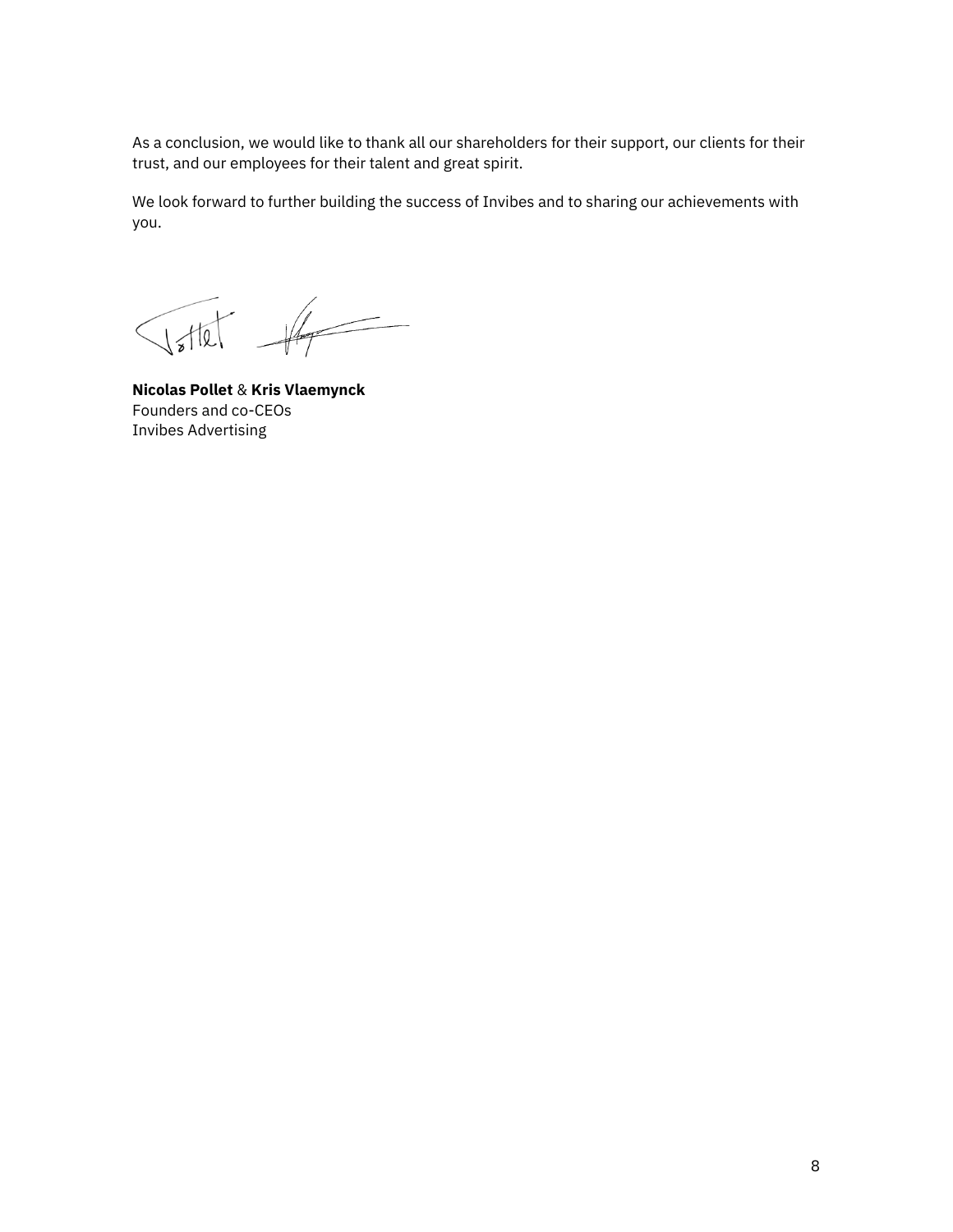As a conclusion, we would like to thank all our shareholders for their support, our clients for their trust, and our employees for their talent and great spirit.

We look forward to further building the success of Invibes and to sharing our achievements with you.

**Nicolas Pollet** & **Kris Vlaemynck**
Founders and co-CEOs
Invibes Advertising